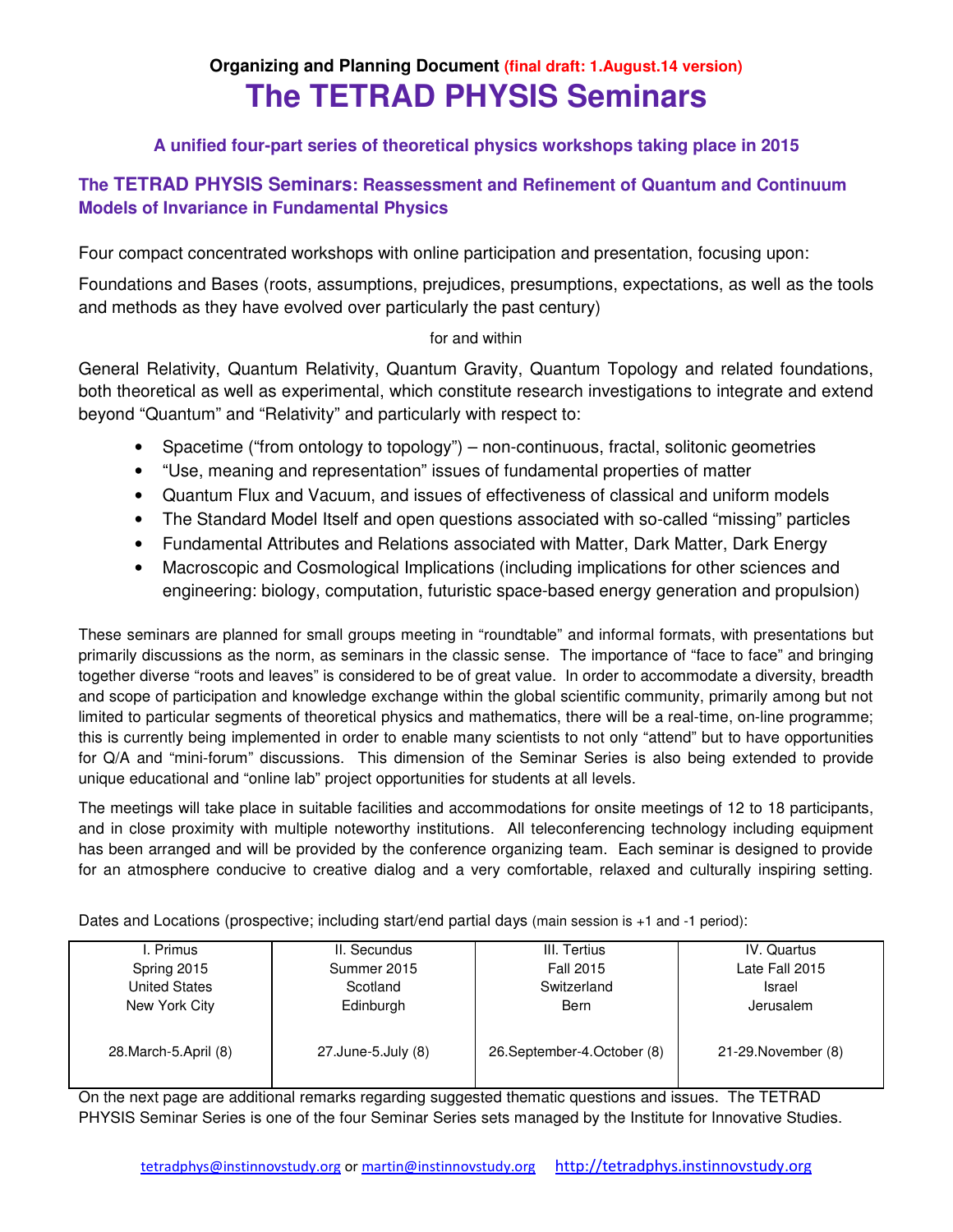**Organizing and Planning Document** **(final draft: 1.August.14 version)**

# The TETRAD PHYSIS Seminars

### A unified four-part series of theoretical physics workshops taking place in 2015

### The TETRAD PHYSIS Seminars: Reassessment and Refinement of Quantum and Continuum Models of Invariance in Fundamental Physics

Four compact concentrated workshops with online participation and presentation, focusing upon:

Foundations and Bases (roots, assumptions, prejudices, presumptions, expectations, as well as the tools and methods as they have evolved over particularly the past century)

for and within

General Relativity, Quantum Relativity, Quantum Gravity, Quantum Topology and related foundations, both theoretical as well as experimental, which constitute research investigations to integrate and extend beyond "Quantum" and "Relativity" and particularly with respect to:

- Spacetime ("from ontology to topology") – non-continuous, fractal, solitonic geometries
- "Use, meaning and representation" issues of fundamental properties of matter
- Quantum Flux and Vacuum, and issues of effectiveness of classical and uniform models
- The Standard Model Itself and open questions associated with so-called "missing" particles
- Fundamental Attributes and Relations associated with Matter, Dark Matter, Dark Energy
- Macroscopic and Cosmological Implications (including implications for other sciences and engineering: biology, computation, futuristic space-based energy generation and propulsion)

These seminars are planned for small groups meeting in "roundtable" and informal formats, with presentations but primarily discussions as the norm, as seminars in the classic sense. The importance of "face to face" and bringing together diverse "roots and leaves" is considered to be of great value. In order to accommodate a diversity, breadth and scope of participation and knowledge exchange within the global scientific community, primarily among but not limited to particular segments of theoretical physics and mathematics, there will be a real-time, on-line programme; this is currently being implemented in order to enable many scientists to not only "attend" but to have opportunities for Q/A and "mini-forum" discussions. This dimension of the Seminar Series is also being extended to provide unique educational and "online lab" project opportunities for students at all levels.

The meetings will take place in suitable facilities and accommodations for onsite meetings of 12 to 18 participants, and in close proximity with multiple noteworthy institutions. All teleconferencing technology including equipment has been arranged and will be provided by the conference organizing team. Each seminar is designed to provide for an atmosphere conducive to creative dialog and a very comfortable, relaxed and culturally inspiring setting.

Dates and Locations (prospective; including start/end partial days (main session is +1 and -1 period):

| I. Primus | II. Secundus | III. Tertius | IV. Quartus |
|---|---|---|---|
| Spring 2015 | Summer 2015 | Fall 2015 | Late Fall 2015 |
| United States | Scotland | Switzerland | Israel |
| New York City | Edinburgh | Bern | Jerusalem |
| 28.March-5.April (8) | 27.June-5.July (8) | 26.September-4.October (8) | 21-29.November (8) |

On the next page are additional remarks regarding suggested thematic questions and issues. The TETRAD PHYSIS Seminar Series is one of the four Seminar Series sets managed by the Institute for Innovative Studies.

tetradphys@instinnovstudy.org or martin@instinnovstudy.org http://tetradphys.instinnovstudy.org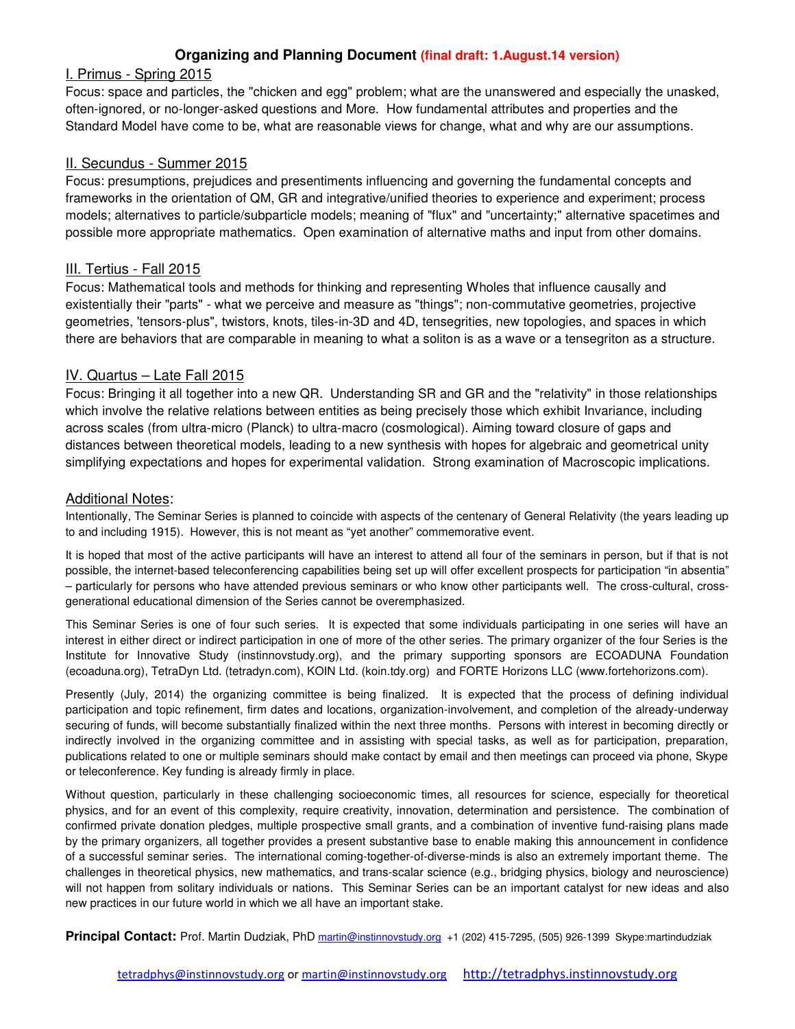## Organizing and Planning Document **(final draft: 1.August.14 version)**

### I. Primus - Spring 2015

Focus: space and particles, the "chicken and egg" problem; what are the unanswered and especially the unasked, often-ignored, or no-longer-asked questions and More. How fundamental attributes and properties and the Standard Model have come to be, what are reasonable views for change, what and why are our assumptions.

### II. Secundus - Summer 2015

Focus: presumptions, prejudices and presentiments influencing and governing the fundamental concepts and frameworks in the orientation of QM, GR and integrative/unified theories to experience and experiment; process models; alternatives to particle/subparticle models; meaning of "flux" and "uncertainty;" alternative spacetimes and possible more appropriate mathematics. Open examination of alternative maths and input from other domains.

### III. Tertius - Fall 2015

Focus: Mathematical tools and methods for thinking and representing Wholes that influence causally and existentially their "parts" - what we perceive and measure as "things"; non-commutative geometries, projective geometries, 'tensors-plus", twistors, knots, tiles-in-3D and 4D, tensegrities, new topologies, and spaces in which there are behaviors that are comparable in meaning to what a soliton is as a wave or a tensegriton as a structure.

### IV. Quartus – Late Fall 2015

Focus: Bringing it all together into a new QR. Understanding SR and GR and the "relativity" in those relationships which involve the relative relations between entities as being precisely those which exhibit Invariance, including across scales (from ultra-micro (Planck) to ultra-macro (cosmological). Aiming toward closure of gaps and distances between theoretical models, leading to a new synthesis with hopes for algebraic and geometrical unity simplifying expectations and hopes for experimental validation. Strong examination of Macroscopic implications.

### Additional Notes:

Intentionally, The Seminar Series is planned to coincide with aspects of the centenary of General Relativity (the years leading up to and including 1915). However, this is not meant as "yet another" commemorative event.

It is hoped that most of the active participants will have an interest to attend all four of the seminars in person, but if that is not possible, the internet-based teleconferencing capabilities being set up will offer excellent prospects for participation "in absentia" – particularly for persons who have attended previous seminars or who know other participants well. The cross-cultural, cross-generational educational dimension of the Series cannot be overemphasized.

This Seminar Series is one of four such series. It is expected that some individuals participating in one series will have an interest in either direct or indirect participation in one of more of the other series. The primary organizer of the four Series is the Institute for Innovative Study (instinnovstudy.org), and the primary supporting sponsors are ECOADUNA Foundation (ecoaduna.org), TetraDyn Ltd. (tetradyn.com), KOIN Ltd. (koin.tdy.org) and FORTE Horizons LLC (www.fortehorizons.com).

Presently (July, 2014) the organizing committee is being finalized. It is expected that the process of defining individual participation and topic refinement, firm dates and locations, organization-involvement, and completion of the already-underway securing of funds, will become substantially finalized within the next three months. Persons with interest in becoming directly or indirectly involved in the organizing committee and in assisting with special tasks, as well as for participation, preparation, publications related to one or multiple seminars should make contact by email and then meetings can proceed via phone, Skype or teleconference. Key funding is already firmly in place.

Without question, particularly in these challenging socioeconomic times, all resources for science, especially for theoretical physics, and for an event of this complexity, require creativity, innovation, determination and persistence. The combination of confirmed private donation pledges, multiple prospective small grants, and a combination of inventive fund-raising plans made by the primary organizers, all together provides a present substantive base to enable making this announcement in confidence of a successful seminar series. The international coming-together-of-diverse-minds is also an extremely important theme. The challenges in theoretical physics, new mathematics, and trans-scalar science (e.g., bridging physics, biology and neuroscience) will not happen from solitary individuals or nations. This Seminar Series can be an important catalyst for new ideas and also new practices in our future world in which we all have an important stake.

**Principal Contact:** Prof. Martin Dudziak, PhD martin@instinnovstudy.org +1 (202) 415-7295, (505) 926-1399 Skype:martindudziak

tetradphys@instinnovstudy.org or martin@instinnovstudy.org http://tetradphys.instinnovstudy.org